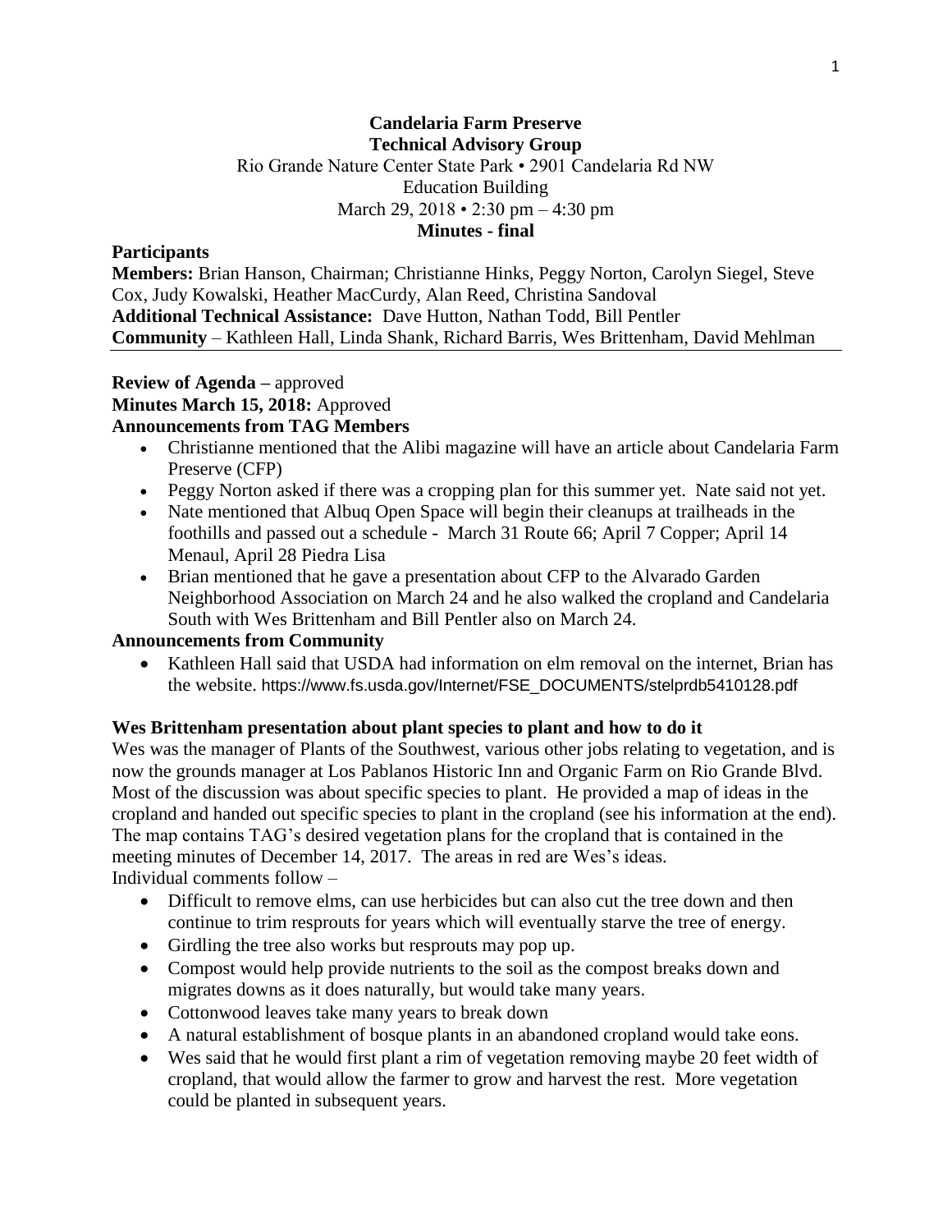# Candelaria Farm Preserve
## Technical Advisory Group

Rio Grande Nature Center State Park • 2901 Candelaria Rd NW
Education Building
March 29, 2018 • 2:30 pm – 4:30 pm
**Minutes - final**

**Participants**

**Members:** Brian Hanson, Chairman; Christianne Hinks, Peggy Norton, Carolyn Siegel, Steve Cox, Judy Kowalski, Heather MacCurdy, Alan Reed, Christina Sandoval
**Additional Technical Assistance:** Dave Hutton, Nathan Todd, Bill Pentler
**Community** – Kathleen Hall, Linda Shank, Richard Barris, Wes Brittenham, David Mehlman

---

**Review of Agenda –** approved
**Minutes March 15, 2018:** Approved
**Announcements from TAG Members**

- Christianne mentioned that the Alibi magazine will have an article about Candelaria Farm Preserve (CFP)
- Peggy Norton asked if there was a cropping plan for this summer yet. Nate said not yet.
- Nate mentioned that Albuq Open Space will begin their cleanups at trailheads in the foothills and passed out a schedule - March 31 Route 66; April 7 Copper; April 14 Menaul, April 28 Piedra Lisa
- Brian mentioned that he gave a presentation about CFP to the Alvarado Garden Neighborhood Association on March 24 and he also walked the cropland and Candelaria South with Wes Brittenham and Bill Pentler also on March 24.

**Announcements from Community**

- Kathleen Hall said that USDA had information on elm removal on the internet, Brian has the website. https://www.fs.usda.gov/Internet/FSE_DOCUMENTS/stelprdb5410128.pdf

**Wes Brittenham presentation about plant species to plant and how to do it**

Wes was the manager of Plants of the Southwest, various other jobs relating to vegetation, and is now the grounds manager at Los Pablanos Historic Inn and Organic Farm on Rio Grande Blvd. Most of the discussion was about specific species to plant. He provided a map of ideas in the cropland and handed out specific species to plant in the cropland (see his information at the end). The map contains TAG's desired vegetation plans for the cropland that is contained in the meeting minutes of December 14, 2017. The areas in red are Wes's ideas.
Individual comments follow –

- Difficult to remove elms, can use herbicides but can also cut the tree down and then continue to trim resprouts for years which will eventually starve the tree of energy.
- Girdling the tree also works but resprouts may pop up.
- Compost would help provide nutrients to the soil as the compost breaks down and migrates downs as it does naturally, but would take many years.
- Cottonwood leaves take many years to break down
- A natural establishment of bosque plants in an abandoned cropland would take eons.
- Wes said that he would first plant a rim of vegetation removing maybe 20 feet width of cropland, that would allow the farmer to grow and harvest the rest. More vegetation could be planted in subsequent years.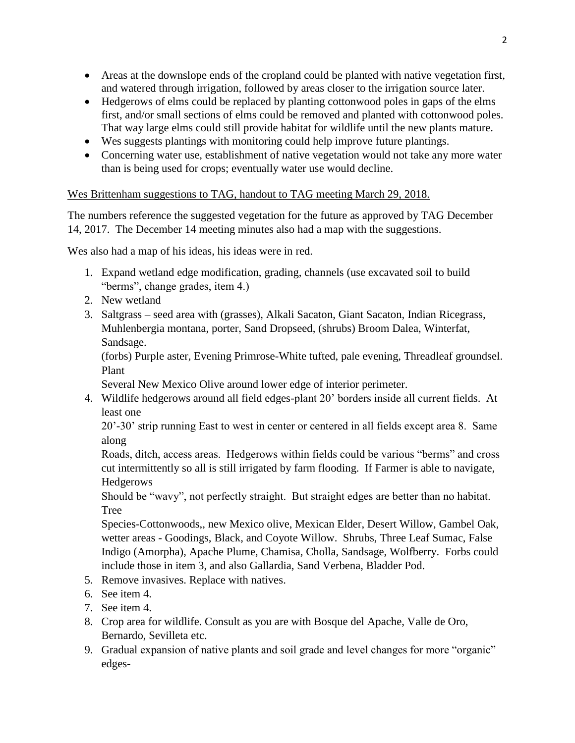- Areas at the downslope ends of the cropland could be planted with native vegetation first, and watered through irrigation, followed by areas closer to the irrigation source later.
- Hedgerows of elms could be replaced by planting cottonwood poles in gaps of the elms first, and/or small sections of elms could be removed and planted with cottonwood poles. That way large elms could still provide habitat for wildlife until the new plants mature.
- Wes suggests plantings with monitoring could help improve future plantings.
- Concerning water use, establishment of native vegetation would not take any more water than is being used for crops; eventually water use would decline.

<u>Wes Brittenham suggestions to TAG, handout to TAG meeting March 29, 2018.</u>

The numbers reference the suggested vegetation for the future as approved by TAG December 14, 2017. The December 14 meeting minutes also had a map with the suggestions.

Wes also had a map of his ideas, his ideas were in red.

1. Expand wetland edge modification, grading, channels (use excavated soil to build "berms", change grades, item 4.)
2. New wetland
3. Saltgrass – seed area with (grasses), Alkali Sacaton, Giant Sacaton, Indian Ricegrass, Muhlenbergia montana, porter, Sand Dropseed, (shrubs) Broom Dalea, Winterfat, Sandsage.
   (forbs) Purple aster, Evening Primrose-White tufted, pale evening, Threadleaf groundsel. Plant
   Several New Mexico Olive around lower edge of interior perimeter.
4. Wildlife hedgerows around all field edges-plant 20' borders inside all current fields. At least one
   20'-30' strip running East to west in center or centered in all fields except area 8. Same along
   Roads, ditch, access areas. Hedgerows within fields could be various "berms" and cross cut intermittently so all is still irrigated by farm flooding. If Farmer is able to navigate, Hedgerows
   Should be "wavy", not perfectly straight. But straight edges are better than no habitat. Tree
   Species-Cottonwoods,, new Mexico olive, Mexican Elder, Desert Willow, Gambel Oak, wetter areas - Goodings, Black, and Coyote Willow. Shrubs, Three Leaf Sumac, False Indigo (Amorpha), Apache Plume, Chamisa, Cholla, Sandsage, Wolfberry. Forbs could include those in item 3, and also Gallardia, Sand Verbena, Bladder Pod.
5. Remove invasives. Replace with natives.
6. See item 4.
7. See item 4.
8. Crop area for wildlife. Consult as you are with Bosque del Apache, Valle de Oro, Bernardo, Sevilleta etc.
9. Gradual expansion of native plants and soil grade and level changes for more "organic" edges-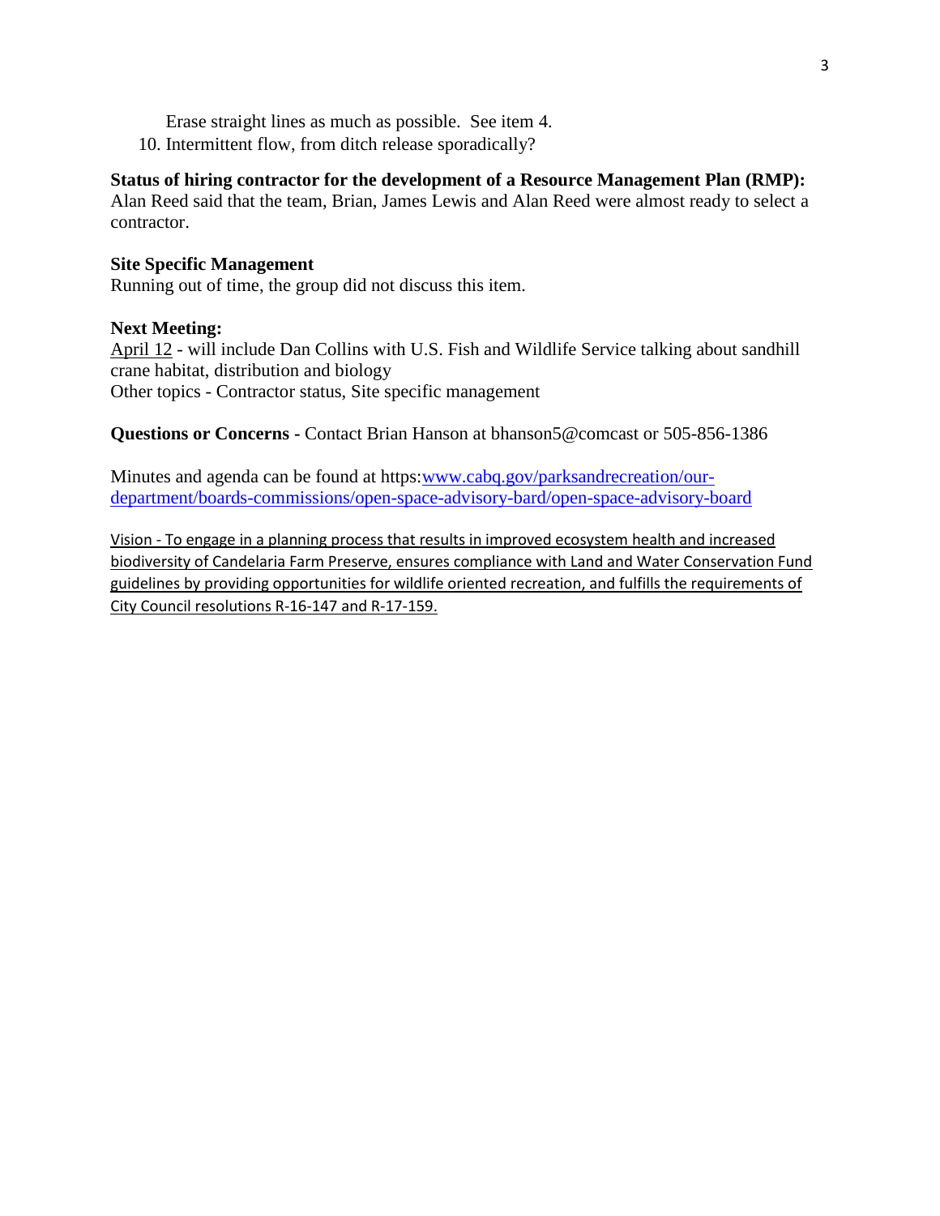Erase straight lines as much as possible. See item 4.

10. Intermittent flow, from ditch release sporadically?

**Status of hiring contractor for the development of a Resource Management Plan (RMP):**
Alan Reed said that the team, Brian, James Lewis and Alan Reed were almost ready to select a contractor.

**Site Specific Management**
Running out of time, the group did not discuss this item.

**Next Meeting:**
April 12 - will include Dan Collins with U.S. Fish and Wildlife Service talking about sandhill crane habitat, distribution and biology
Other topics - Contractor status, Site specific management

**Questions or Concerns -** Contact Brian Hanson at bhanson5@comcast or 505-856-1386

Minutes and agenda can be found at https:[www.cabq.gov/parksandrecreation/our-department/boards-commissions/open-space-advisory-bard/open-space-advisory-board](www.cabq.gov/parksandrecreation/our-department/boards-commissions/open-space-advisory-bard/open-space-advisory-board)

Vision - To engage in a planning process that results in improved ecosystem health and increased biodiversity of Candelaria Farm Preserve, ensures compliance with Land and Water Conservation Fund guidelines by providing opportunities for wildlife oriented recreation, and fulfills the requirements of City Council resolutions R-16-147 and R-17-159.